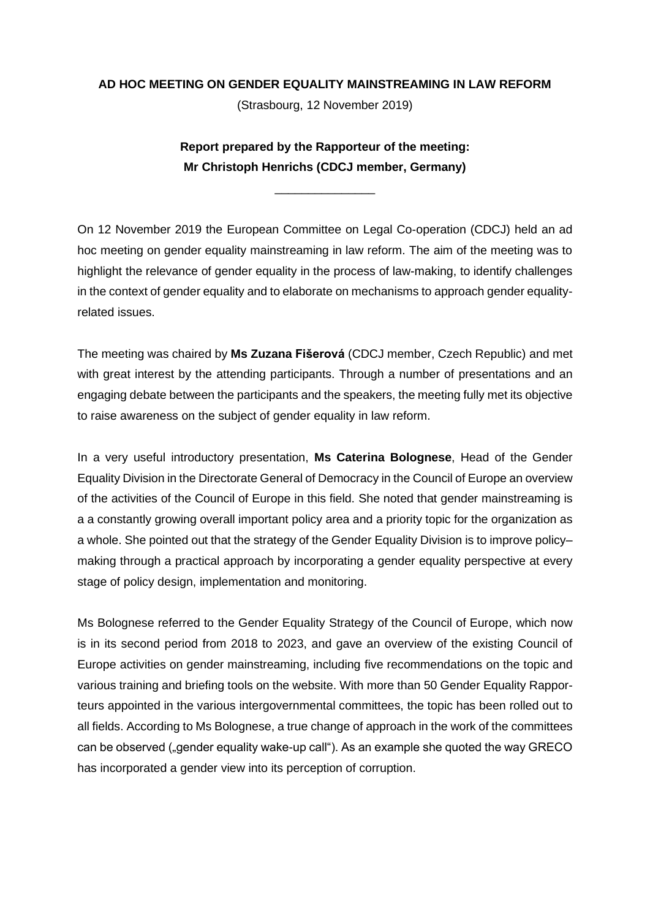**AD HOC MEETING ON GENDER EQUALITY MAINSTREAMING IN LAW REFORM**

(Strasbourg, 12 November 2019)

**Report prepared by the Rapporteur of the meeting:**
**Mr Christoph Henrichs (CDCJ member, Germany)**

\_\_\_\_\_\_\_\_\_\_\_\_\_\_\_

On 12 November 2019 the European Committee on Legal Co-operation (CDCJ) held an ad hoc meeting on gender equality mainstreaming in law reform. The aim of the meeting was to highlight the relevance of gender equality in the process of law-making, to identify challenges in the context of gender equality and to elaborate on mechanisms to approach gender equality-related issues.

The meeting was chaired by **Ms Zuzana Fišerová** (CDCJ member, Czech Republic) and met with great interest by the attending participants. Through a number of presentations and an engaging debate between the participants and the speakers, the meeting fully met its objective to raise awareness on the subject of gender equality in law reform.

In a very useful introductory presentation, **Ms Caterina Bolognese**, Head of the Gender Equality Division in the Directorate General of Democracy in the Council of Europe an overview of the activities of the Council of Europe in this field. She noted that gender mainstreaming is a a constantly growing overall important policy area and a priority topic for the organization as a whole. She pointed out that the strategy of the Gender Equality Division is to improve policy–making through a practical approach by incorporating a gender equality perspective at every stage of policy design, implementation and monitoring.

Ms Bolognese referred to the Gender Equality Strategy of the Council of Europe, which now is in its second period from 2018 to 2023, and gave an overview of the existing Council of Europe activities on gender mainstreaming, including five recommendations on the topic and various training and briefing tools on the website. With more than 50 Gender Equality Rapporteurs appointed in the various intergovernmental committees, the topic has been rolled out to all fields. According to Ms Bolognese, a true change of approach in the work of the committees can be observed („gender equality wake-up call"). As an example she quoted the way GRECO has incorporated a gender view into its perception of corruption.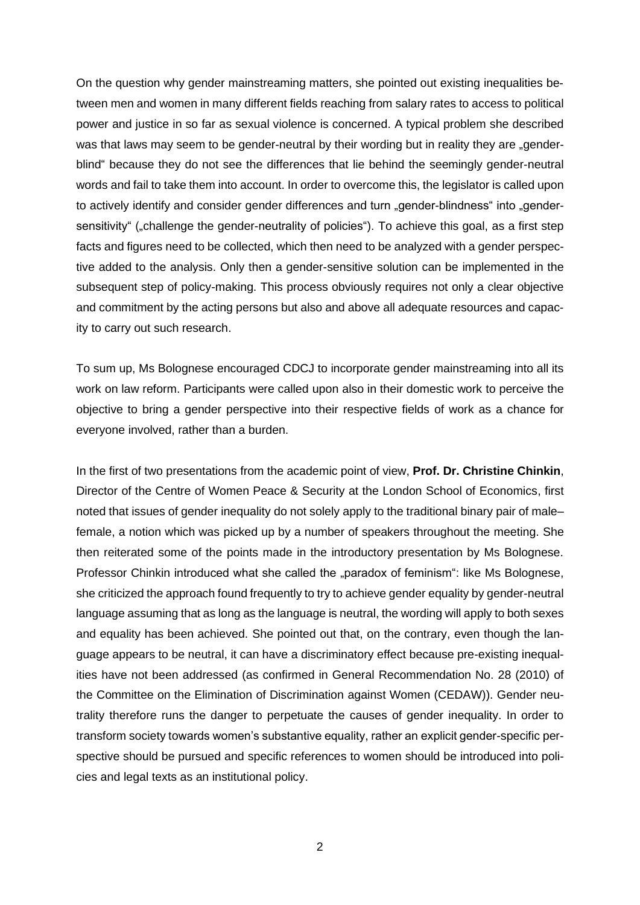On the question why gender mainstreaming matters, she pointed out existing inequalities between men and women in many different fields reaching from salary rates to access to political power and justice in so far as sexual violence is concerned. A typical problem she described was that laws may seem to be gender-neutral by their wording but in reality they are „gender-blind" because they do not see the differences that lie behind the seemingly gender-neutral words and fail to take them into account. In order to overcome this, the legislator is called upon to actively identify and consider gender differences and turn „gender-blindness" into „gender-sensitivity" („challenge the gender-neutrality of policies"). To achieve this goal, as a first step facts and figures need to be collected, which then need to be analyzed with a gender perspective added to the analysis. Only then a gender-sensitive solution can be implemented in the subsequent step of policy-making. This process obviously requires not only a clear objective and commitment by the acting persons but also and above all adequate resources and capacity to carry out such research.

To sum up, Ms Bolognese encouraged CDCJ to incorporate gender mainstreaming into all its work on law reform. Participants were called upon also in their domestic work to perceive the objective to bring a gender perspective into their respective fields of work as a chance for everyone involved, rather than a burden.

In the first of two presentations from the academic point of view, **Prof. Dr. Christine Chinkin**, Director of the Centre of Women Peace & Security at the London School of Economics, first noted that issues of gender inequality do not solely apply to the traditional binary pair of male–female, a notion which was picked up by a number of speakers throughout the meeting. She then reiterated some of the points made in the introductory presentation by Ms Bolognese. Professor Chinkin introduced what she called the „paradox of feminism": like Ms Bolognese, she criticized the approach found frequently to try to achieve gender equality by gender-neutral language assuming that as long as the language is neutral, the wording will apply to both sexes and equality has been achieved. She pointed out that, on the contrary, even though the language appears to be neutral, it can have a discriminatory effect because pre-existing inequalities have not been addressed (as confirmed in General Recommendation No. 28 (2010) of the Committee on the Elimination of Discrimination against Women (CEDAW)). Gender neutrality therefore runs the danger to perpetuate the causes of gender inequality. In order to transform society towards women's substantive equality, rather an explicit gender-specific perspective should be pursued and specific references to women should be introduced into policies and legal texts as an institutional policy.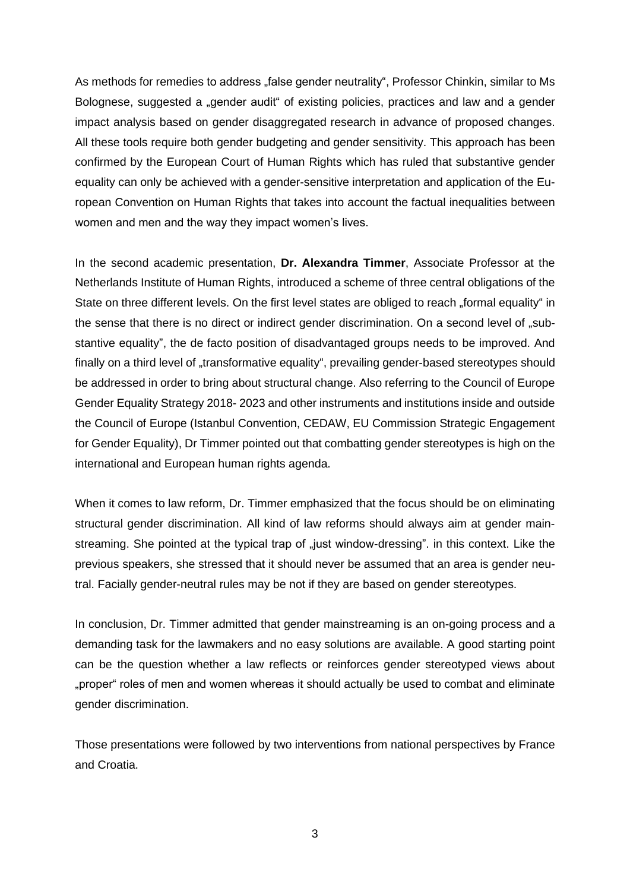As methods for remedies to address „false gender neutrality", Professor Chinkin, similar to Ms Bolognese, suggested a „gender audit" of existing policies, practices and law and a gender impact analysis based on gender disaggregated research in advance of proposed changes. All these tools require both gender budgeting and gender sensitivity. This approach has been confirmed by the European Court of Human Rights which has ruled that substantive gender equality can only be achieved with a gender-sensitive interpretation and application of the European Convention on Human Rights that takes into account the factual inequalities between women and men and the way they impact women's lives.

In the second academic presentation, **Dr. Alexandra Timmer**, Associate Professor at the Netherlands Institute of Human Rights, introduced a scheme of three central obligations of the State on three different levels. On the first level states are obliged to reach „formal equality" in the sense that there is no direct or indirect gender discrimination. On a second level of „substantive equality", the de facto position of disadvantaged groups needs to be improved. And finally on a third level of „transformative equality", prevailing gender-based stereotypes should be addressed in order to bring about structural change. Also referring to the Council of Europe Gender Equality Strategy 2018- 2023 and other instruments and institutions inside and outside the Council of Europe (Istanbul Convention, CEDAW, EU Commission Strategic Engagement for Gender Equality), Dr Timmer pointed out that combatting gender stereotypes is high on the international and European human rights agenda.

When it comes to law reform, Dr. Timmer emphasized that the focus should be on eliminating structural gender discrimination. All kind of law reforms should always aim at gender mainstreaming. She pointed at the typical trap of „just window-dressing". in this context. Like the previous speakers, she stressed that it should never be assumed that an area is gender neutral. Facially gender-neutral rules may be not if they are based on gender stereotypes.

In conclusion, Dr. Timmer admitted that gender mainstreaming is an on-going process and a demanding task for the lawmakers and no easy solutions are available. A good starting point can be the question whether a law reflects or reinforces gender stereotyped views about „proper" roles of men and women whereas it should actually be used to combat and eliminate gender discrimination.

Those presentations were followed by two interventions from national perspectives by France and Croatia.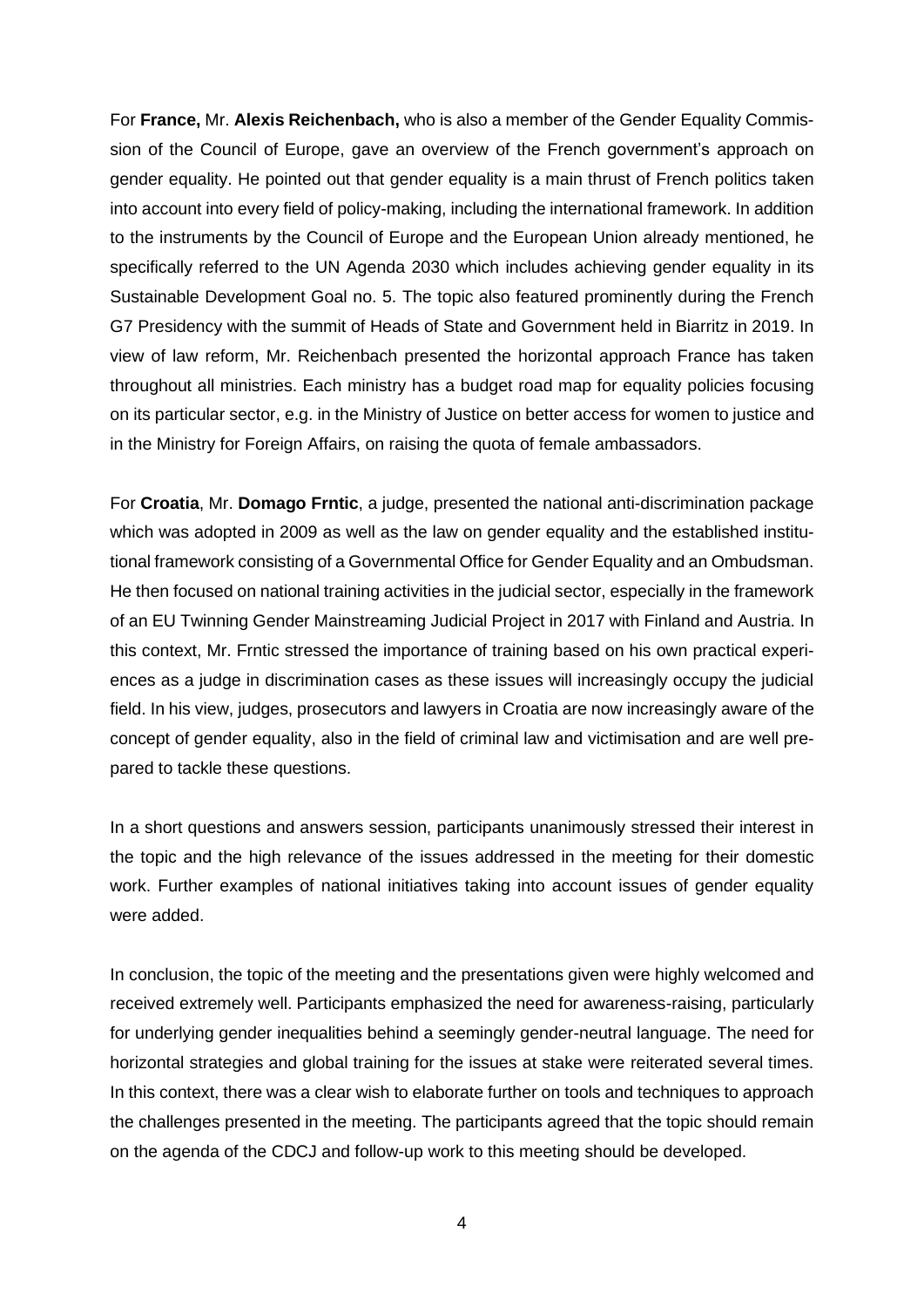For **France,** Mr. **Alexis Reichenbach,** who is also a member of the Gender Equality Commission of the Council of Europe, gave an overview of the French government's approach on gender equality. He pointed out that gender equality is a main thrust of French politics taken into account into every field of policy-making, including the international framework. In addition to the instruments by the Council of Europe and the European Union already mentioned, he specifically referred to the UN Agenda 2030 which includes achieving gender equality in its Sustainable Development Goal no. 5. The topic also featured prominently during the French G7 Presidency with the summit of Heads of State and Government held in Biarritz in 2019. In view of law reform, Mr. Reichenbach presented the horizontal approach France has taken throughout all ministries. Each ministry has a budget road map for equality policies focusing on its particular sector, e.g. in the Ministry of Justice on better access for women to justice and in the Ministry for Foreign Affairs, on raising the quota of female ambassadors.

For **Croatia**, Mr. **Domago Frntic**, a judge, presented the national anti-discrimination package which was adopted in 2009 as well as the law on gender equality and the established institutional framework consisting of a Governmental Office for Gender Equality and an Ombudsman. He then focused on national training activities in the judicial sector, especially in the framework of an EU Twinning Gender Mainstreaming Judicial Project in 2017 with Finland and Austria. In this context, Mr. Frntic stressed the importance of training based on his own practical experiences as a judge in discrimination cases as these issues will increasingly occupy the judicial field. In his view, judges, prosecutors and lawyers in Croatia are now increasingly aware of the concept of gender equality, also in the field of criminal law and victimisation and are well prepared to tackle these questions.

In a short questions and answers session, participants unanimously stressed their interest in the topic and the high relevance of the issues addressed in the meeting for their domestic work. Further examples of national initiatives taking into account issues of gender equality were added.

In conclusion, the topic of the meeting and the presentations given were highly welcomed and received extremely well. Participants emphasized the need for awareness-raising, particularly for underlying gender inequalities behind a seemingly gender-neutral language. The need for horizontal strategies and global training for the issues at stake were reiterated several times. In this context, there was a clear wish to elaborate further on tools and techniques to approach the challenges presented in the meeting. The participants agreed that the topic should remain on the agenda of the CDCJ and follow-up work to this meeting should be developed.